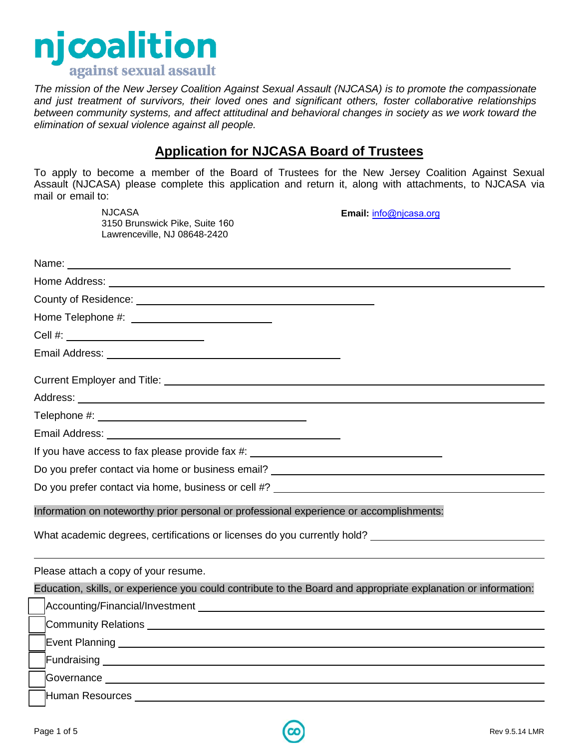njcoalition
against sexual assault

*The mission of the New Jersey Coalition Against Sexual Assault (NJCASA) is to promote the compassionate and just treatment of survivors, their loved ones and significant others, foster collaborative relationships between community systems, and affect attitudinal and behavioral changes in society as we work toward the elimination of sexual violence against all people.*

## Application for NJCASA Board of Trustees

To apply to become a member of the Board of Trustees for the New Jersey Coalition Against Sexual Assault (NJCASA) please complete this application and return it, along with attachments, to NJCASA via mail or email to:

NJCASA
3150 Brunswick Pike, Suite 160
Lawrenceville, NJ 08648-2420

**Email:** info@njcasa.org

Name: ______________________________

Home Address: ______________________________

County of Residence: ______________________________

Home Telephone #: ______________________________

Cell #: ______________________________

Email Address: ______________________________

Current Employer and Title: ______________________________

Address: ______________________________

Telephone #: ______________________________

Email Address: ______________________________

If you have access to fax please provide fax #: ______________________________

Do you prefer contact via home or business email? ______________________________

Do you prefer contact via home, business or cell #? ______________________________

Information on noteworthy prior personal or professional experience or accomplishments:

What academic degrees, certifications or licenses do you currently hold? ______________________________

______________________________

Please attach a copy of your resume.

Education, skills, or experience you could contribute to the Board and appropriate explanation or information:

- [ ] Accounting/Financial/Investment ______________________________
- [ ] Community Relations ______________________________
- [ ] Event Planning ______________________________
- [ ] Fundraising ______________________________
- [ ] Governance ______________________________
- [ ] Human Resources ______________________________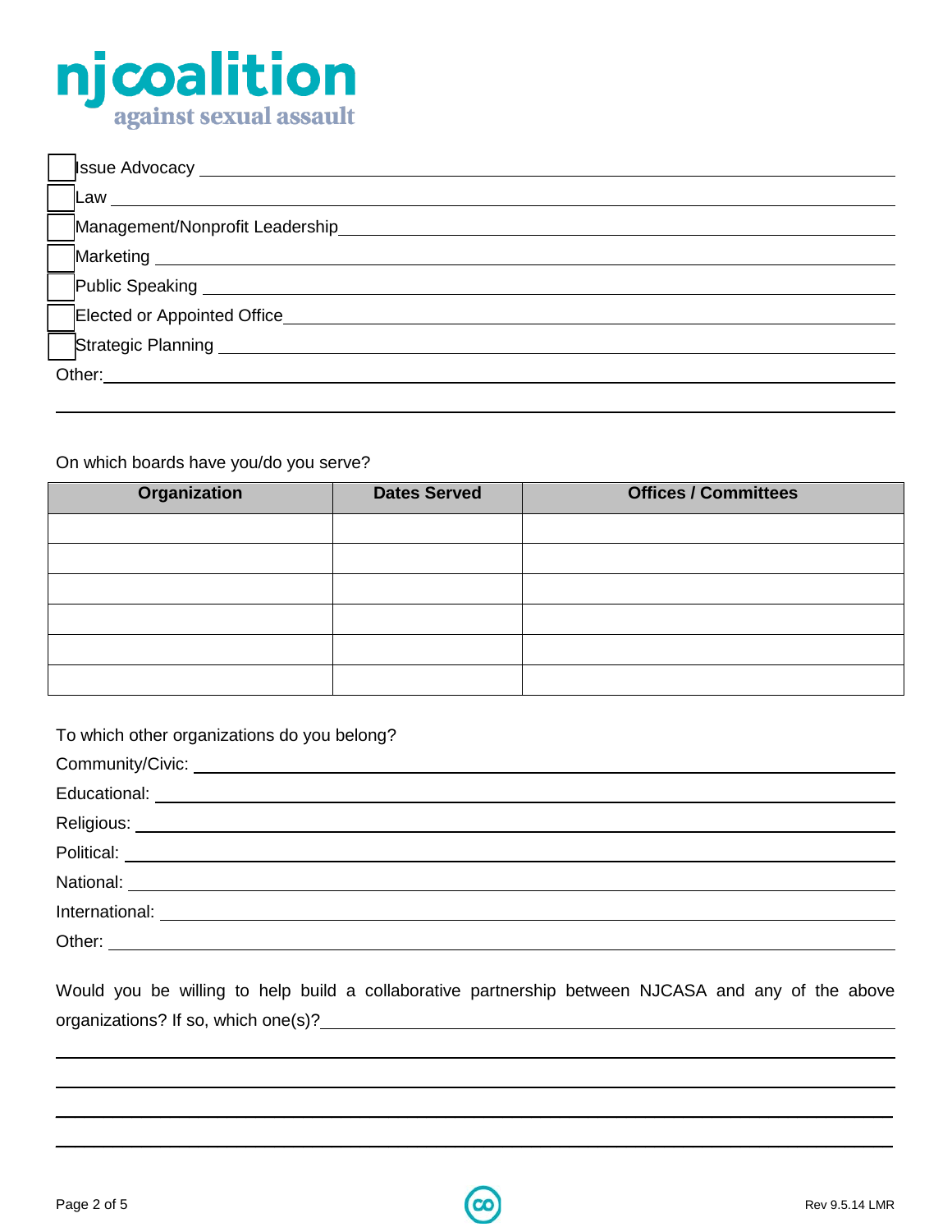njcoalition against sexual assault

- [ ] Issue Advocacy \_\_\_\_\_\_\_\_\_\_\_\_\_\_\_\_\_\_\_\_
- [ ] Law \_\_\_\_\_\_\_\_\_\_\_\_\_\_\_\_\_\_\_\_
- [ ] Management/Nonprofit Leadership \_\_\_\_\_\_\_\_\_\_\_\_\_\_\_\_\_\_\_\_
- [ ] Marketing \_\_\_\_\_\_\_\_\_\_\_\_\_\_\_\_\_\_\_\_
- [ ] Public Speaking \_\_\_\_\_\_\_\_\_\_\_\_\_\_\_\_\_\_\_\_
- [ ] Elected or Appointed Office \_\_\_\_\_\_\_\_\_\_\_\_\_\_\_\_\_\_\_\_
- [ ] Strategic Planning \_\_\_\_\_\_\_\_\_\_\_\_\_\_\_\_\_\_\_\_

Other: \_\_\_\_\_\_\_\_\_\_\_\_\_\_\_\_\_\_\_\_

\_\_\_\_\_\_\_\_\_\_\_\_\_\_\_\_\_\_\_\_

On which boards have you/do you serve?

| Organization | Dates Served | Offices / Committees |
|---|---|---|
| | | |
| | | |
| | | |
| | | |
| | | |
| | | |

To which other organizations do you belong?

Community/Civic: \_\_\_\_\_\_\_\_\_\_\_\_\_\_\_\_\_\_\_\_

Educational: \_\_\_\_\_\_\_\_\_\_\_\_\_\_\_\_\_\_\_\_

Religious: \_\_\_\_\_\_\_\_\_\_\_\_\_\_\_\_\_\_\_\_

Political: \_\_\_\_\_\_\_\_\_\_\_\_\_\_\_\_\_\_\_\_

National: \_\_\_\_\_\_\_\_\_\_\_\_\_\_\_\_\_\_\_\_

International: \_\_\_\_\_\_\_\_\_\_\_\_\_\_\_\_\_\_\_\_

Other: \_\_\_\_\_\_\_\_\_\_\_\_\_\_\_\_\_\_\_\_

Would you be willing to help build a collaborative partnership between NJCASA and any of the above organizations? If so, which one(s)? \_\_\_\_\_\_\_\_\_\_\_\_\_\_\_\_\_\_\_\_

\_\_\_\_\_\_\_\_\_\_\_\_\_\_\_\_\_\_\_\_

\_\_\_\_\_\_\_\_\_\_\_\_\_\_\_\_\_\_\_\_

\_\_\_\_\_\_\_\_\_\_\_\_\_\_\_\_\_\_\_\_

\_\_\_\_\_\_\_\_\_\_\_\_\_\_\_\_\_\_\_\_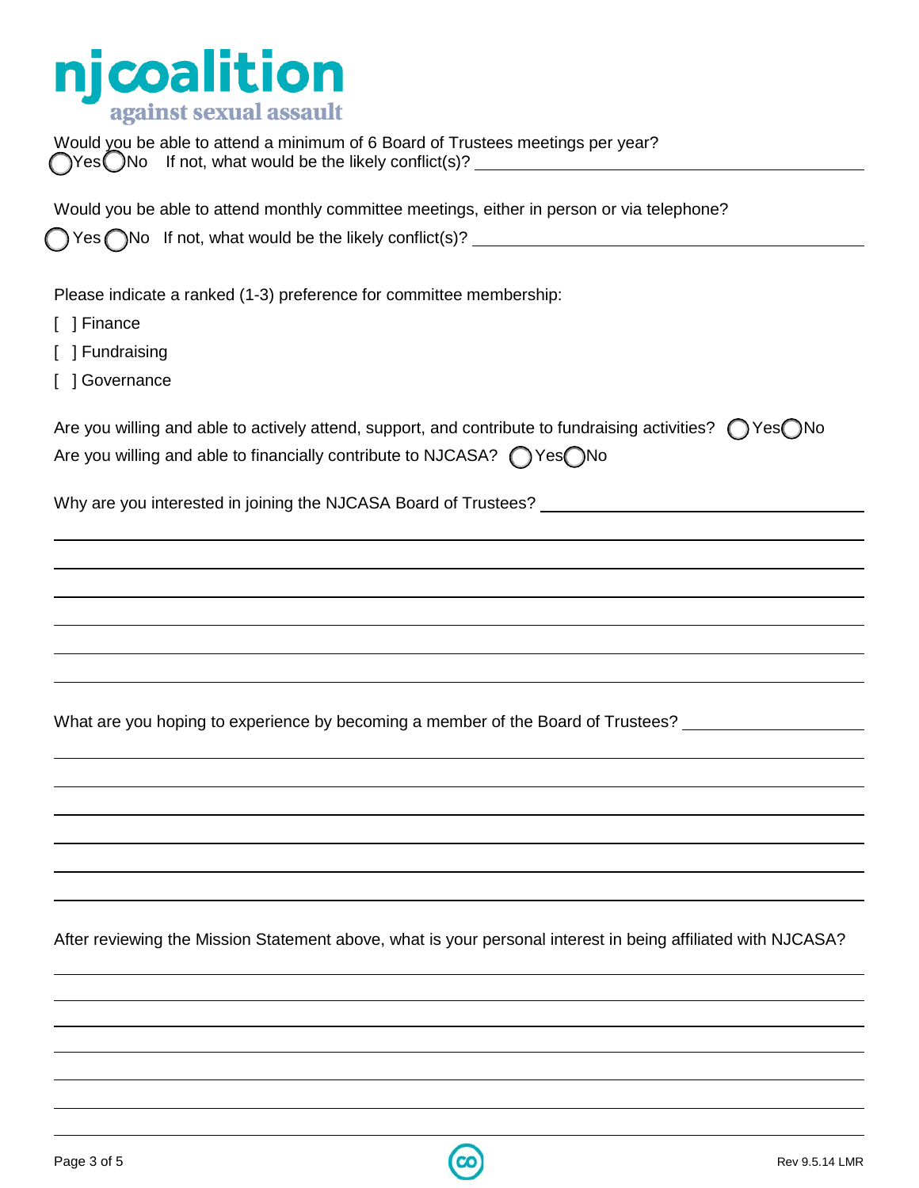Would you be able to attend a minimum of 6 Board of Trustees meetings per year?

◯ Yes ◯ No   If not, what would be the likely conflict(s)? ____________________

Would you be able to attend monthly committee meetings, either in person or via telephone?

◯ Yes ◯ No   If not, what would be the likely conflict(s)? ____________________

Please indicate a ranked (1-3) preference for committee membership:

[  ] Finance

[  ] Fundraising

[  ] Governance

Are you willing and able to actively attend, support, and contribute to fundraising activities? ◯ Yes ◯ No

Are you willing and able to financially contribute to NJCASA? ◯ Yes ◯ No

Why are you interested in joining the NJCASA Board of Trustees? ____________________

What are you hoping to experience by becoming a member of the Board of Trustees? ____________________

After reviewing the Mission Statement above, what is your personal interest in being affiliated with NJCASA?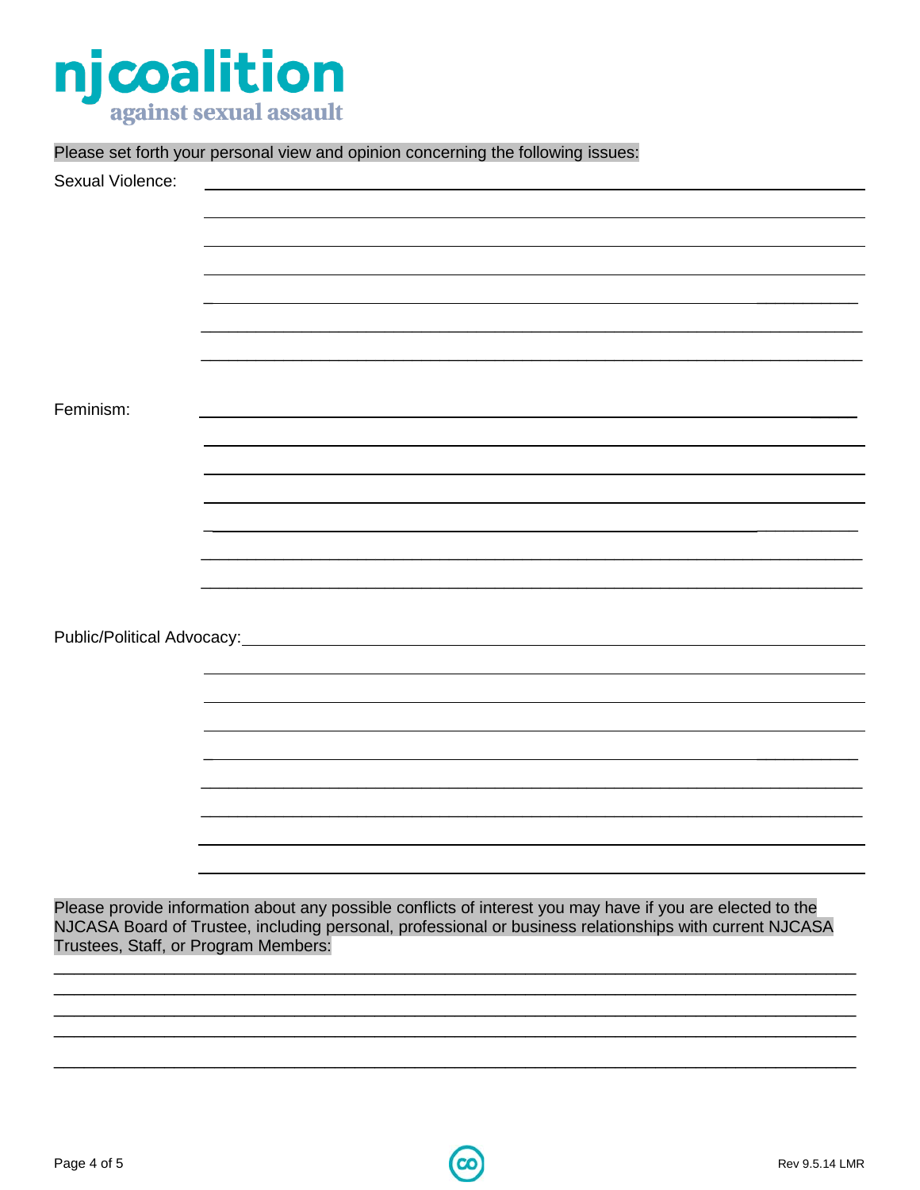Please set forth your personal view and opinion concerning the following issues:

Sexual Violence: ______________________________________________________________

______________________________________________________________

______________________________________________________________

______________________________________________________________

______________________________________________________________

______________________________________________________________

______________________________________________________________

Feminism: ______________________________________________________________

______________________________________________________________

______________________________________________________________

______________________________________________________________

______________________________________________________________

______________________________________________________________

______________________________________________________________

Public/Political Advocacy: ______________________________________________________________

______________________________________________________________

______________________________________________________________

______________________________________________________________

______________________________________________________________

______________________________________________________________

______________________________________________________________

______________________________________________________________

______________________________________________________________

Please provide information about any possible conflicts of interest you may have if you are elected to the NJCASA Board of Trustee, including personal, professional or business relationships with current NJCASA Trustees, Staff, or Program Members:

______________________________________________________________________________

______________________________________________________________________________

______________________________________________________________________________

______________________________________________________________________________

______________________________________________________________________________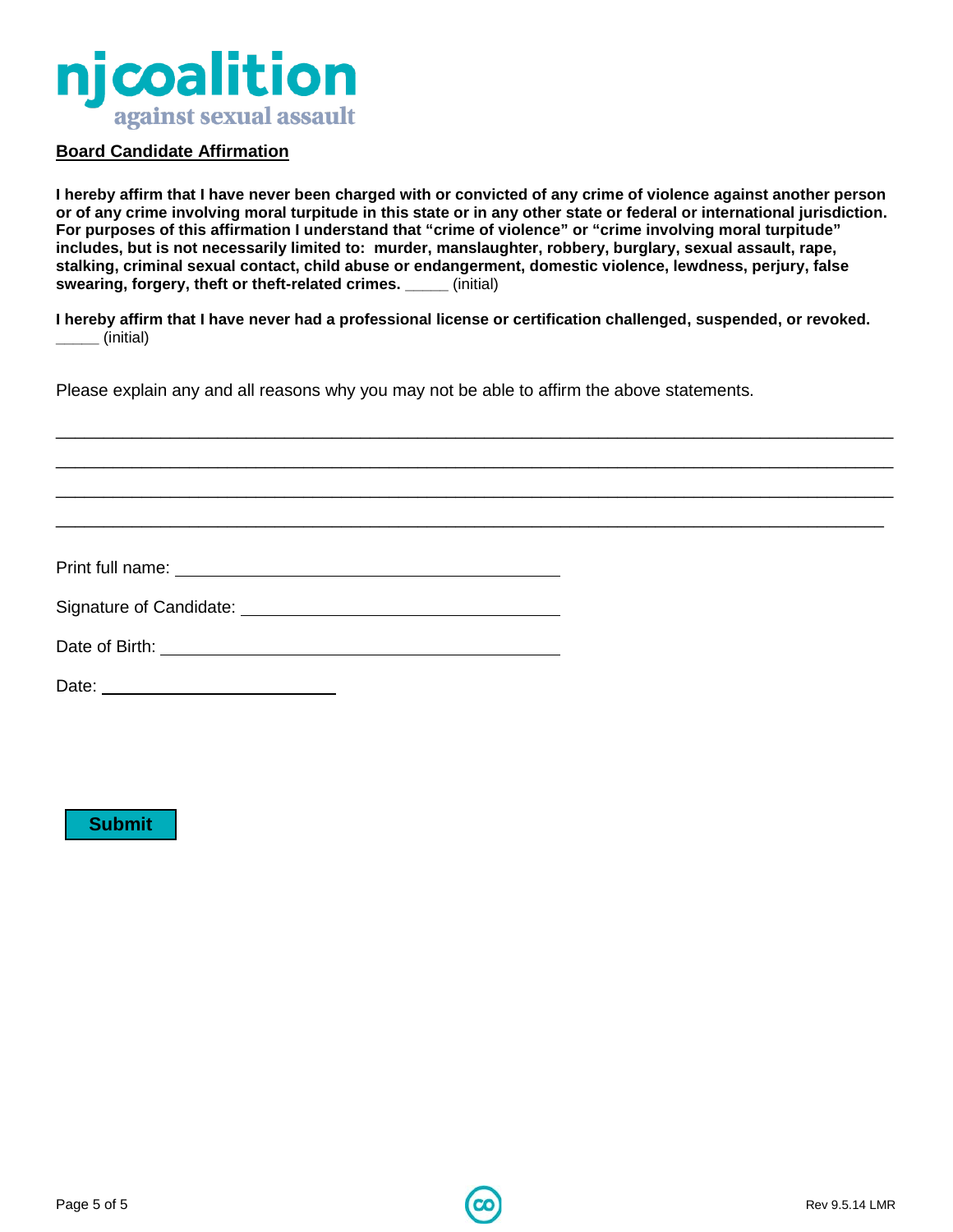njcoalition against sexual assault

**Board Candidate Affirmation**

**I hereby affirm that I have never been charged with or convicted of any crime of violence against another person or of any crime involving moral turpitude in this state or in any other state or federal or international jurisdiction. For purposes of this affirmation I understand that "crime of violence" or "crime involving moral turpitude" includes, but is not necessarily limited to: murder, manslaughter, robbery, burglary, sexual assault, rape, stalking, criminal sexual contact, child abuse or endangerment, domestic violence, lewdness, perjury, false swearing, forgery, theft or theft-related crimes.** _____ (initial)

**I hereby affirm that I have never had a professional license or certification challenged, suspended, or revoked.** _____ (initial)

Please explain any and all reasons why you may not be able to affirm the above statements.

_______________________________________________________________________________

_______________________________________________________________________________

_______________________________________________________________________________

_______________________________________________________________________________

Print full name: ______________________________

Signature of Candidate: ______________________________

Date of Birth: ______________________________

Date: ____________________

Submit

Rev 9.5.14 LMR